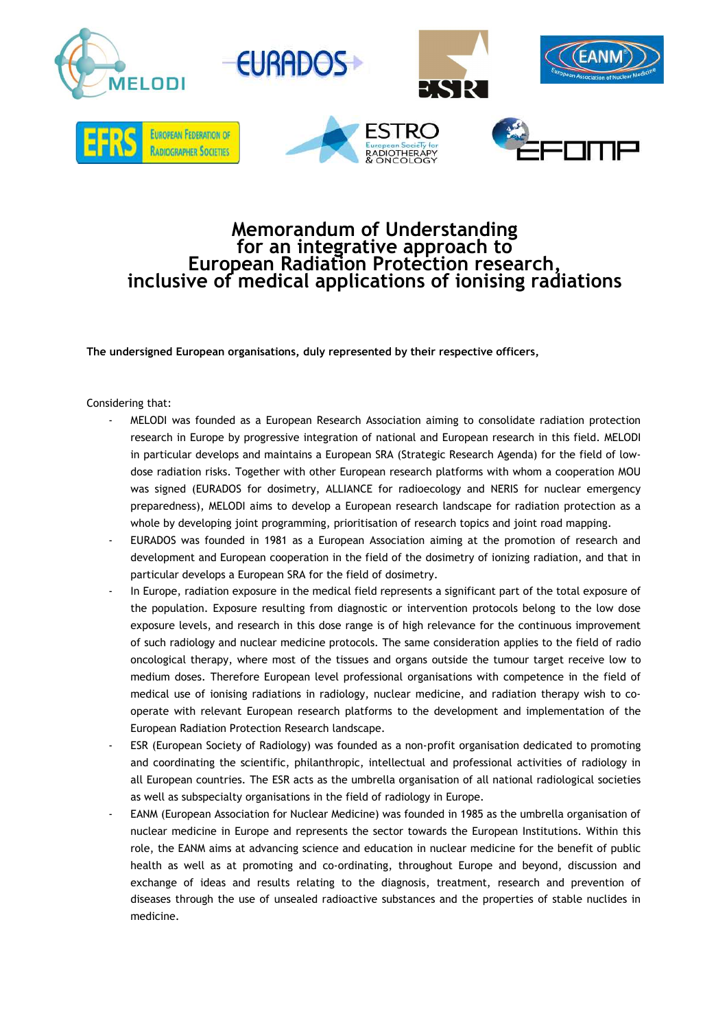# Memorandum of Understanding for an integrative approach to European Radiation Protection research, inclusive of medical applications of ionising radiations

**The undersigned European organisations, duly represented by their respective officers,**

Considering that:

- MELODI was founded as a European Research Association aiming to consolidate radiation protection research in Europe by progressive integration of national and European research in this field. MELODI in particular develops and maintains a European SRA (Strategic Research Agenda) for the field of low-dose radiation risks. Together with other European research platforms with whom a cooperation MOU was signed (EURADOS for dosimetry, ALLIANCE for radioecology and NERIS for nuclear emergency preparedness), MELODI aims to develop a European research landscape for radiation protection as a whole by developing joint programming, prioritisation of research topics and joint road mapping.
- EURADOS was founded in 1981 as a European Association aiming at the promotion of research and development and European cooperation in the field of the dosimetry of ionizing radiation, and that in particular develops a European SRA for the field of dosimetry.
- In Europe, radiation exposure in the medical field represents a significant part of the total exposure of the population. Exposure resulting from diagnostic or intervention protocols belong to the low dose exposure levels, and research in this dose range is of high relevance for the continuous improvement of such radiology and nuclear medicine protocols. The same consideration applies to the field of radio oncological therapy, where most of the tissues and organs outside the tumour target receive low to medium doses. Therefore European level professional organisations with competence in the field of medical use of ionising radiations in radiology, nuclear medicine, and radiation therapy wish to co-operate with relevant European research platforms to the development and implementation of the European Radiation Protection Research landscape.
- ESR (European Society of Radiology) was founded as a non-profit organisation dedicated to promoting and coordinating the scientific, philanthropic, intellectual and professional activities of radiology in all European countries. The ESR acts as the umbrella organisation of all national radiological societies as well as subspecialty organisations in the field of radiology in Europe.
- EANM (European Association for Nuclear Medicine) was founded in 1985 as the umbrella organisation of nuclear medicine in Europe and represents the sector towards the European Institutions. Within this role, the EANM aims at advancing science and education in nuclear medicine for the benefit of public health as well as at promoting and co-ordinating, throughout Europe and beyond, discussion and exchange of ideas and results relating to the diagnosis, treatment, research and prevention of diseases through the use of unsealed radioactive substances and the properties of stable nuclides in medicine.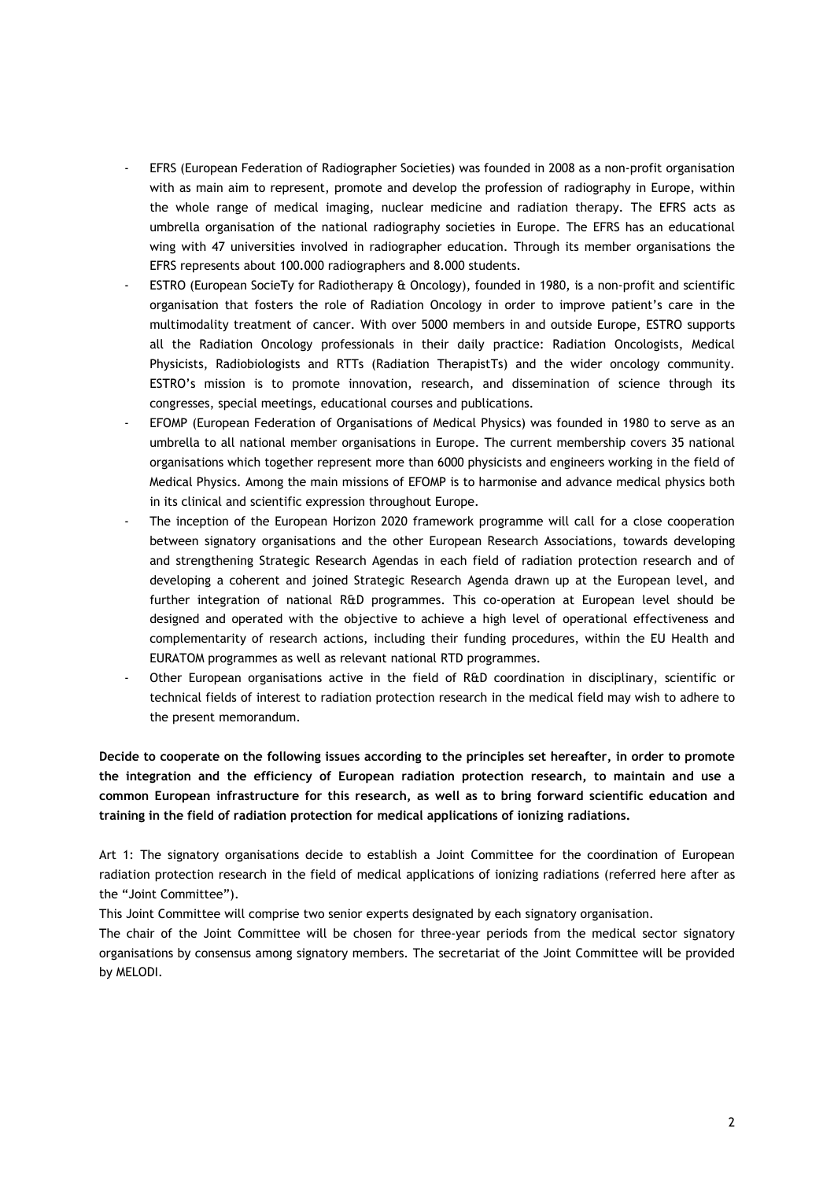- EFRS (European Federation of Radiographer Societies) was founded in 2008 as a non-profit organisation with as main aim to represent, promote and develop the profession of radiography in Europe, within the whole range of medical imaging, nuclear medicine and radiation therapy. The EFRS acts as umbrella organisation of the national radiography societies in Europe. The EFRS has an educational wing with 47 universities involved in radiographer education. Through its member organisations the EFRS represents about 100.000 radiographers and 8.000 students.
- ESTRO (European SocieTy for Radiotherapy & Oncology), founded in 1980, is a non-profit and scientific organisation that fosters the role of Radiation Oncology in order to improve patient's care in the multimodality treatment of cancer. With over 5000 members in and outside Europe, ESTRO supports all the Radiation Oncology professionals in their daily practice: Radiation Oncologists, Medical Physicists, Radiobiologists and RTTs (Radiation TherapistTs) and the wider oncology community. ESTRO's mission is to promote innovation, research, and dissemination of science through its congresses, special meetings, educational courses and publications.
- EFOMP (European Federation of Organisations of Medical Physics) was founded in 1980 to serve as an umbrella to all national member organisations in Europe. The current membership covers 35 national organisations which together represent more than 6000 physicists and engineers working in the field of Medical Physics. Among the main missions of EFOMP is to harmonise and advance medical physics both in its clinical and scientific expression throughout Europe.
- The inception of the European Horizon 2020 framework programme will call for a close cooperation between signatory organisations and the other European Research Associations, towards developing and strengthening Strategic Research Agendas in each field of radiation protection research and of developing a coherent and joined Strategic Research Agenda drawn up at the European level, and further integration of national R&D programmes. This co-operation at European level should be designed and operated with the objective to achieve a high level of operational effectiveness and complementarity of research actions, including their funding procedures, within the EU Health and EURATOM programmes as well as relevant national RTD programmes.
- Other European organisations active in the field of R&D coordination in disciplinary, scientific or technical fields of interest to radiation protection research in the medical field may wish to adhere to the present memorandum.

**Decide to cooperate on the following issues according to the principles set hereafter, in order to promote the integration and the efficiency of European radiation protection research, to maintain and use a common European infrastructure for this research, as well as to bring forward scientific education and training in the field of radiation protection for medical applications of ionizing radiations.**

Art 1: The signatory organisations decide to establish a Joint Committee for the coordination of European radiation protection research in the field of medical applications of ionizing radiations (referred here after as the "Joint Committee").

This Joint Committee will comprise two senior experts designated by each signatory organisation.

The chair of the Joint Committee will be chosen for three-year periods from the medical sector signatory organisations by consensus among signatory members. The secretariat of the Joint Committee will be provided by MELODI.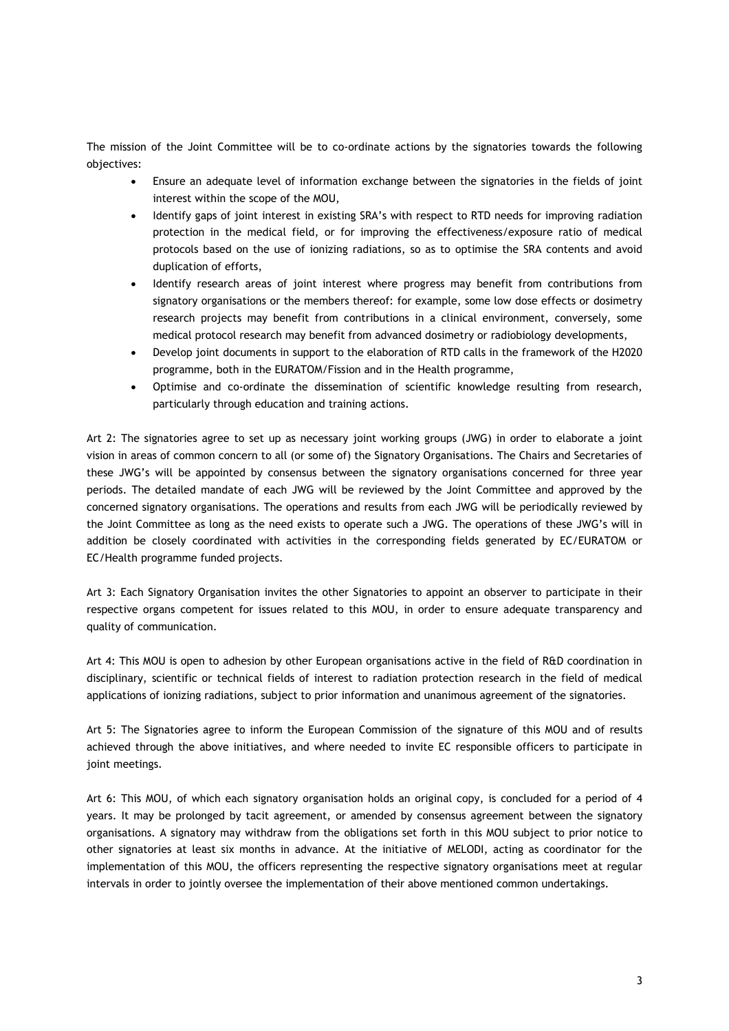The mission of the Joint Committee will be to co-ordinate actions by the signatories towards the following objectives:

- Ensure an adequate level of information exchange between the signatories in the fields of joint interest within the scope of the MOU,
- Identify gaps of joint interest in existing SRA's with respect to RTD needs for improving radiation protection in the medical field, or for improving the effectiveness/exposure ratio of medical protocols based on the use of ionizing radiations, so as to optimise the SRA contents and avoid duplication of efforts,
- Identify research areas of joint interest where progress may benefit from contributions from signatory organisations or the members thereof: for example, some low dose effects or dosimetry research projects may benefit from contributions in a clinical environment, conversely, some medical protocol research may benefit from advanced dosimetry or radiobiology developments,
- Develop joint documents in support to the elaboration of RTD calls in the framework of the H2020 programme, both in the EURATOM/Fission and in the Health programme,
- Optimise and co-ordinate the dissemination of scientific knowledge resulting from research, particularly through education and training actions.

Art 2: The signatories agree to set up as necessary joint working groups (JWG) in order to elaborate a joint vision in areas of common concern to all (or some of) the Signatory Organisations. The Chairs and Secretaries of these JWG's will be appointed by consensus between the signatory organisations concerned for three year periods. The detailed mandate of each JWG will be reviewed by the Joint Committee and approved by the concerned signatory organisations. The operations and results from each JWG will be periodically reviewed by the Joint Committee as long as the need exists to operate such a JWG. The operations of these JWG's will in addition be closely coordinated with activities in the corresponding fields generated by EC/EURATOM or EC/Health programme funded projects.

Art 3: Each Signatory Organisation invites the other Signatories to appoint an observer to participate in their respective organs competent for issues related to this MOU, in order to ensure adequate transparency and quality of communication.

Art 4: This MOU is open to adhesion by other European organisations active in the field of R&D coordination in disciplinary, scientific or technical fields of interest to radiation protection research in the field of medical applications of ionizing radiations, subject to prior information and unanimous agreement of the signatories.

Art 5: The Signatories agree to inform the European Commission of the signature of this MOU and of results achieved through the above initiatives, and where needed to invite EC responsible officers to participate in joint meetings.

Art 6: This MOU, of which each signatory organisation holds an original copy, is concluded for a period of 4 years. It may be prolonged by tacit agreement, or amended by consensus agreement between the signatory organisations. A signatory may withdraw from the obligations set forth in this MOU subject to prior notice to other signatories at least six months in advance. At the initiative of MELODI, acting as coordinator for the implementation of this MOU, the officers representing the respective signatory organisations meet at regular intervals in order to jointly oversee the implementation of their above mentioned common undertakings.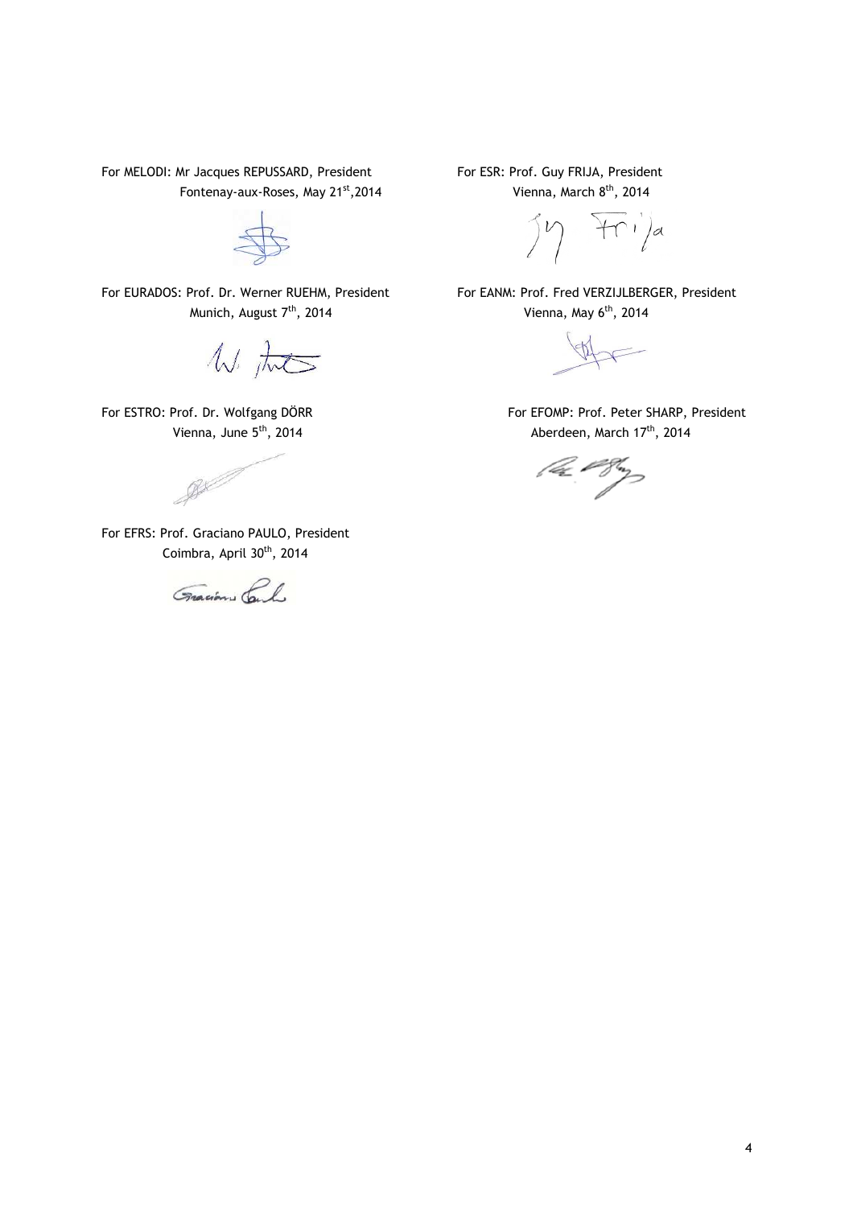For MELODI: Mr Jacques REPUSSARD, President
Fontenay-aux-Roses, May 21st, 2014

For ESR: Prof. Guy FRIJA, President
Vienna, March 8th, 2014

For EURADOS: Prof. Dr. Werner RUEHM, President
Munich, August 7th, 2014

For EANM: Prof. Fred VERZIJLBERGER, President
Vienna, May 6th, 2014

For ESTRO: Prof. Dr. Wolfgang DÖRR
Vienna, June 5th, 2014

For EFOMP: Prof. Peter SHARP, President
Aberdeen, March 17th, 2014

For EFRS: Prof. Graciano PAULO, President
Coimbra, April 30th, 2014